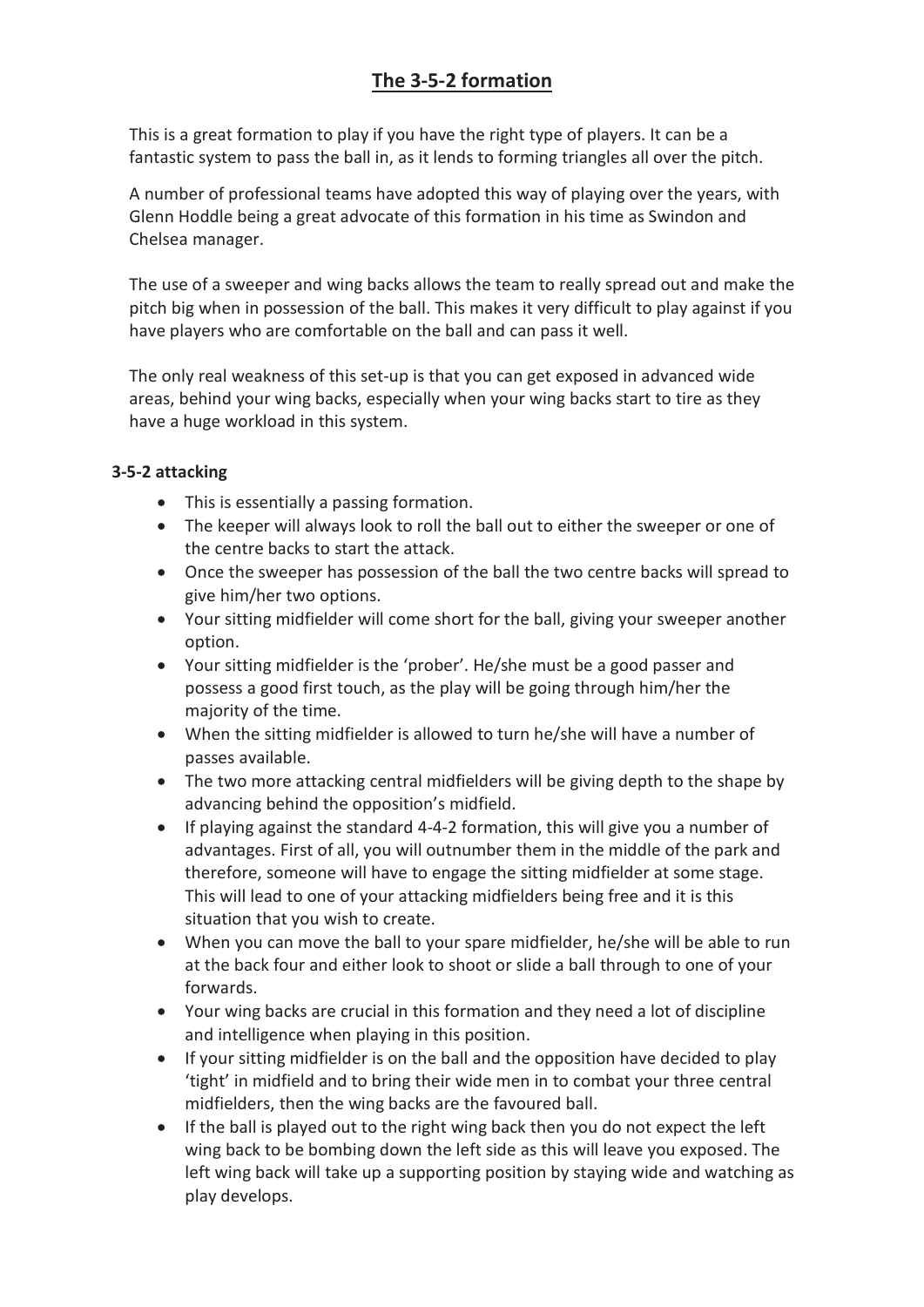# The 3-5-2 formation

This is a great formation to play if you have the right type of players. It can be a fantastic system to pass the ball in, as it lends to forming triangles all over the pitch.

A number of professional teams have adopted this way of playing over the years, with Glenn Hoddle being a great advocate of this formation in his time as Swindon and Chelsea manager.

The use of a sweeper and wing backs allows the team to really spread out and make the pitch big when in possession of the ball. This makes it very difficult to play against if you have players who are comfortable on the ball and can pass it well.

The only real weakness of this set-up is that you can get exposed in advanced wide areas, behind your wing backs, especially when your wing backs start to tire as they have a huge workload in this system.

**3-5-2 attacking**

- This is essentially a passing formation.
- The keeper will always look to roll the ball out to either the sweeper or one of the centre backs to start the attack.
- Once the sweeper has possession of the ball the two centre backs will spread to give him/her two options.
- Your sitting midfielder will come short for the ball, giving your sweeper another option.
- Your sitting midfielder is the 'prober'. He/she must be a good passer and possess a good first touch, as the play will be going through him/her the majority of the time.
- When the sitting midfielder is allowed to turn he/she will have a number of passes available.
- The two more attacking central midfielders will be giving depth to the shape by advancing behind the opposition's midfield.
- If playing against the standard 4-4-2 formation, this will give you a number of advantages. First of all, you will outnumber them in the middle of the park and therefore, someone will have to engage the sitting midfielder at some stage. This will lead to one of your attacking midfielders being free and it is this situation that you wish to create.
- When you can move the ball to your spare midfielder, he/she will be able to run at the back four and either look to shoot or slide a ball through to one of your forwards.
- Your wing backs are crucial in this formation and they need a lot of discipline and intelligence when playing in this position.
- If your sitting midfielder is on the ball and the opposition have decided to play 'tight' in midfield and to bring their wide men in to combat your three central midfielders, then the wing backs are the favoured ball.
- If the ball is played out to the right wing back then you do not expect the left wing back to be bombing down the left side as this will leave you exposed. The left wing back will take up a supporting position by staying wide and watching as play develops.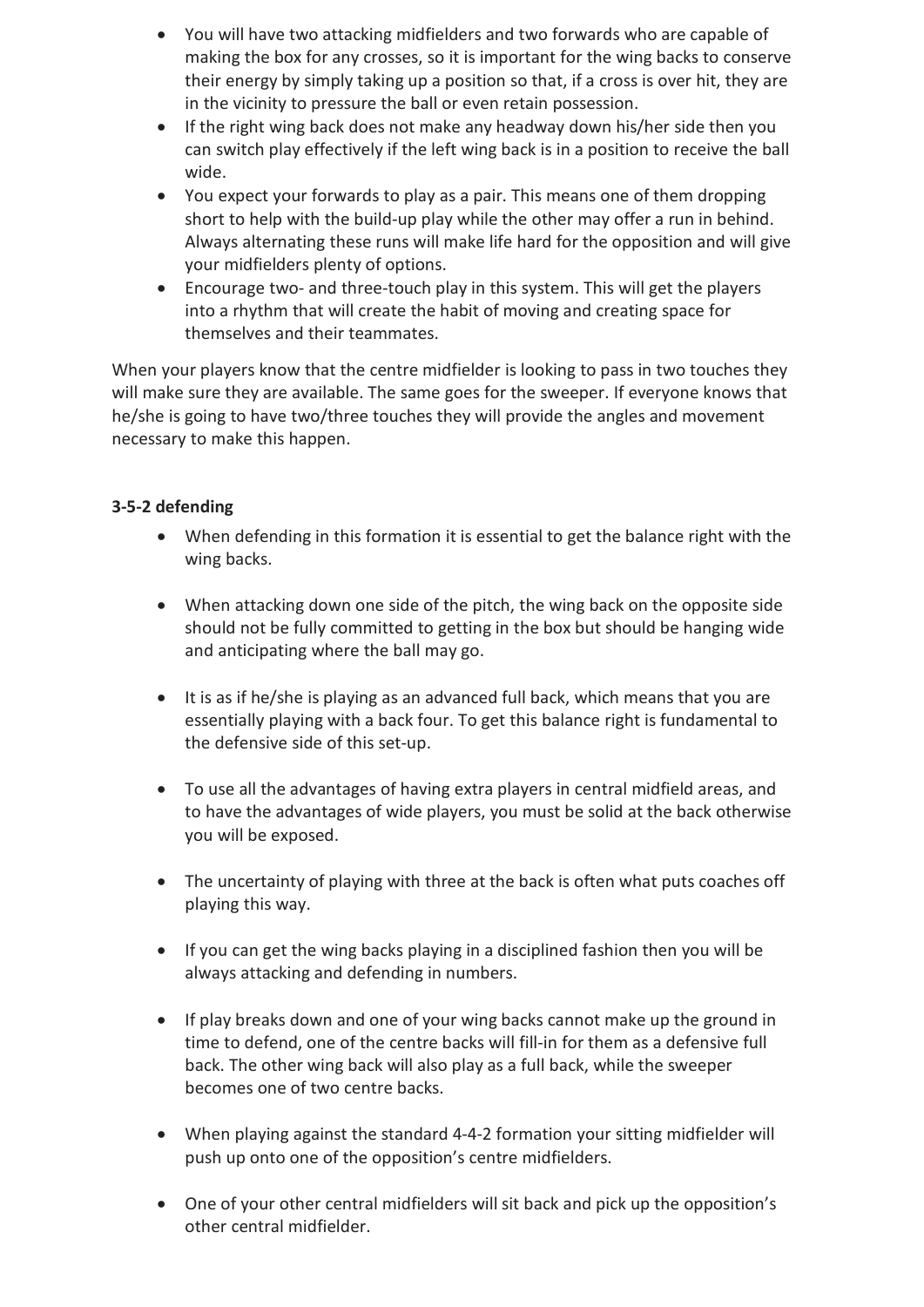- You will have two attacking midfielders and two forwards who are capable of making the box for any crosses, so it is important for the wing backs to conserve their energy by simply taking up a position so that, if a cross is over hit, they are in the vicinity to pressure the ball or even retain possession.
- If the right wing back does not make any headway down his/her side then you can switch play effectively if the left wing back is in a position to receive the ball wide.
- You expect your forwards to play as a pair. This means one of them dropping short to help with the build-up play while the other may offer a run in behind. Always alternating these runs will make life hard for the opposition and will give your midfielders plenty of options.
- Encourage two- and three-touch play in this system. This will get the players into a rhythm that will create the habit of moving and creating space for themselves and their teammates.

When your players know that the centre midfielder is looking to pass in two touches they will make sure they are available. The same goes for the sweeper. If everyone knows that he/she is going to have two/three touches they will provide the angles and movement necessary to make this happen.

**3-5-2 defending**

- When defending in this formation it is essential to get the balance right with the wing backs.
- When attacking down one side of the pitch, the wing back on the opposite side should not be fully committed to getting in the box but should be hanging wide and anticipating where the ball may go.
- It is as if he/she is playing as an advanced full back, which means that you are essentially playing with a back four. To get this balance right is fundamental to the defensive side of this set-up.
- To use all the advantages of having extra players in central midfield areas, and to have the advantages of wide players, you must be solid at the back otherwise you will be exposed.
- The uncertainty of playing with three at the back is often what puts coaches off playing this way.
- If you can get the wing backs playing in a disciplined fashion then you will be always attacking and defending in numbers.
- If play breaks down and one of your wing backs cannot make up the ground in time to defend, one of the centre backs will fill-in for them as a defensive full back. The other wing back will also play as a full back, while the sweeper becomes one of two centre backs.
- When playing against the standard 4-4-2 formation your sitting midfielder will push up onto one of the opposition's centre midfielders.
- One of your other central midfielders will sit back and pick up the opposition's other central midfielder.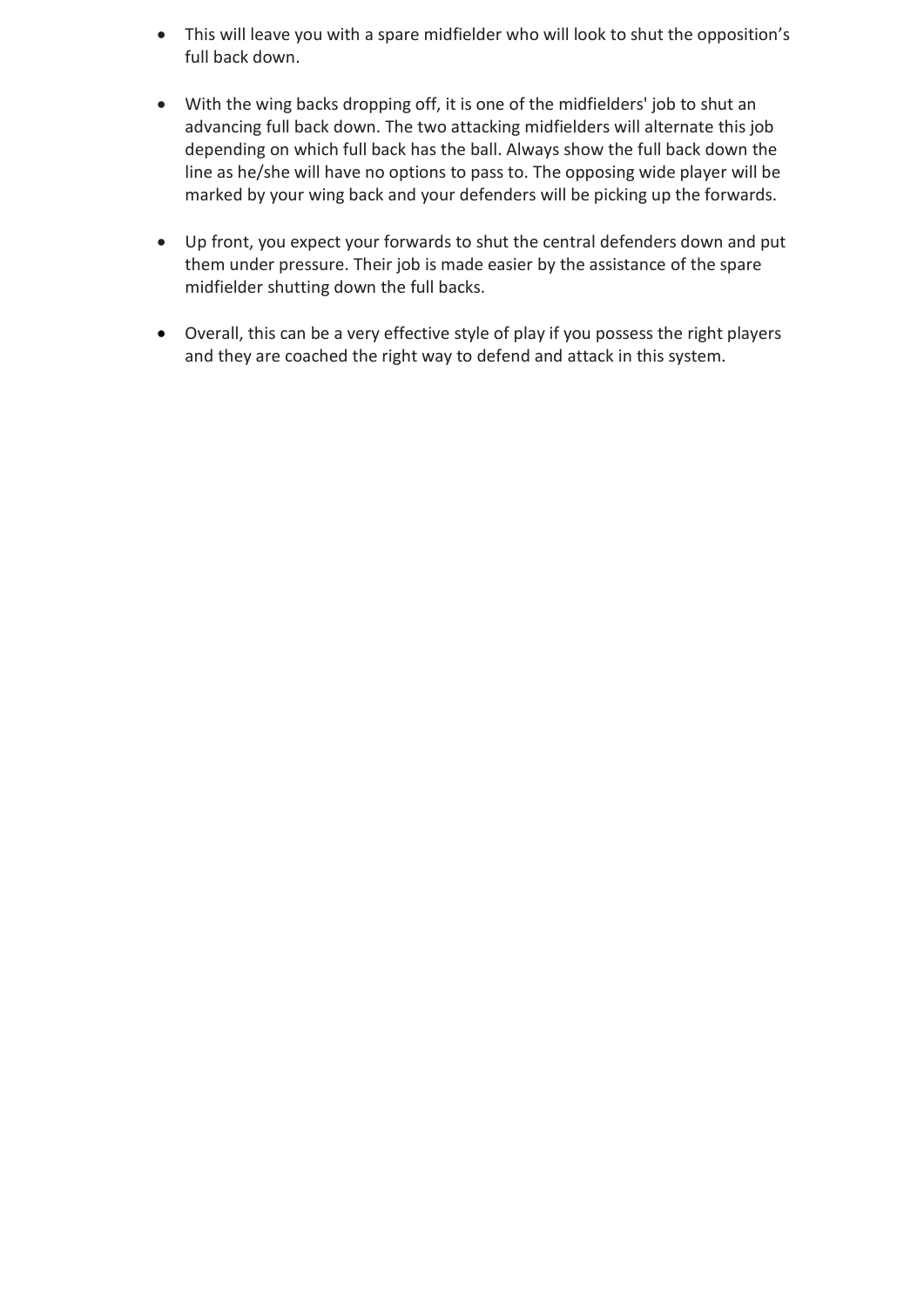- This will leave you with a spare midfielder who will look to shut the opposition's full back down.

- With the wing backs dropping off, it is one of the midfielders' job to shut an advancing full back down. The two attacking midfielders will alternate this job depending on which full back has the ball. Always show the full back down the line as he/she will have no options to pass to. The opposing wide player will be marked by your wing back and your defenders will be picking up the forwards.

- Up front, you expect your forwards to shut the central defenders down and put them under pressure. Their job is made easier by the assistance of the spare midfielder shutting down the full backs.

- Overall, this can be a very effective style of play if you possess the right players and they are coached the right way to defend and attack in this system.